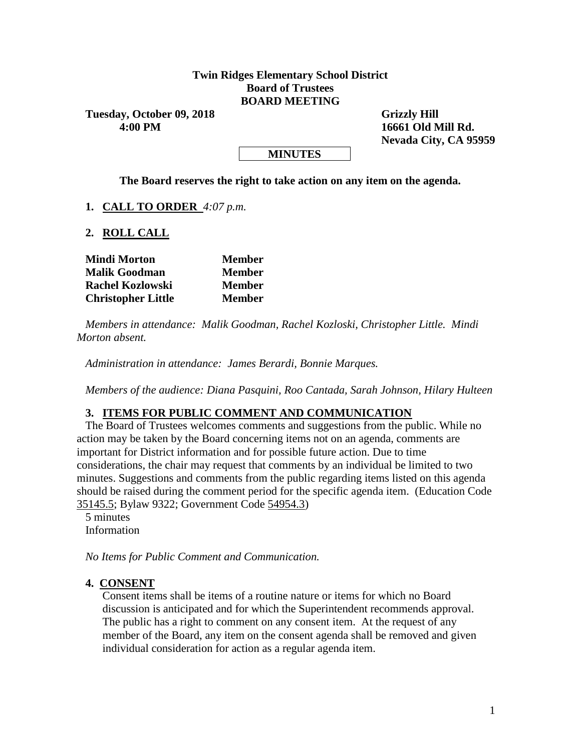**Twin Ridges Elementary School District**
**Board of Trustees**
**BOARD MEETING**

**Tuesday, October 09, 2018**
**4:00 PM**

**Grizzly Hill**
**16661 Old Mill Rd.**
**Nevada City, CA 95959**

**MINUTES**

**The Board reserves the right to take action on any item on the agenda.**

1. **CALL TO ORDER** *4:07 p.m.*

2. **ROLL CALL**

| | |
|---|---|
| **Mindi Morton** | **Member** |
| **Malik Goodman** | **Member** |
| **Rachel Kozlowski** | **Member** |
| **Christopher Little** | **Member** |

*Members in attendance: Malik Goodman, Rachel Kozloski, Christopher Little. Mindi Morton absent.*

*Administration in attendance: James Berardi, Bonnie Marques.*

*Members of the audience: Diana Pasquini, Roo Cantada, Sarah Johnson, Hilary Hulteen*

3. **ITEMS FOR PUBLIC COMMENT AND COMMUNICATION**

The Board of Trustees welcomes comments and suggestions from the public. While no action may be taken by the Board concerning items not on an agenda, comments are important for District information and for possible future action. Due to time considerations, the chair may request that comments by an individual be limited to two minutes. Suggestions and comments from the public regarding items listed on this agenda should be raised during the comment period for the specific agenda item. (Education Code 35145.5; Bylaw 9322; Government Code 54954.3)

5 minutes
Information

*No Items for Public Comment and Communication.*

4. **CONSENT**

Consent items shall be items of a routine nature or items for which no Board discussion is anticipated and for which the Superintendent recommends approval. The public has a right to comment on any consent item. At the request of any member of the Board, any item on the consent agenda shall be removed and given individual consideration for action as a regular agenda item.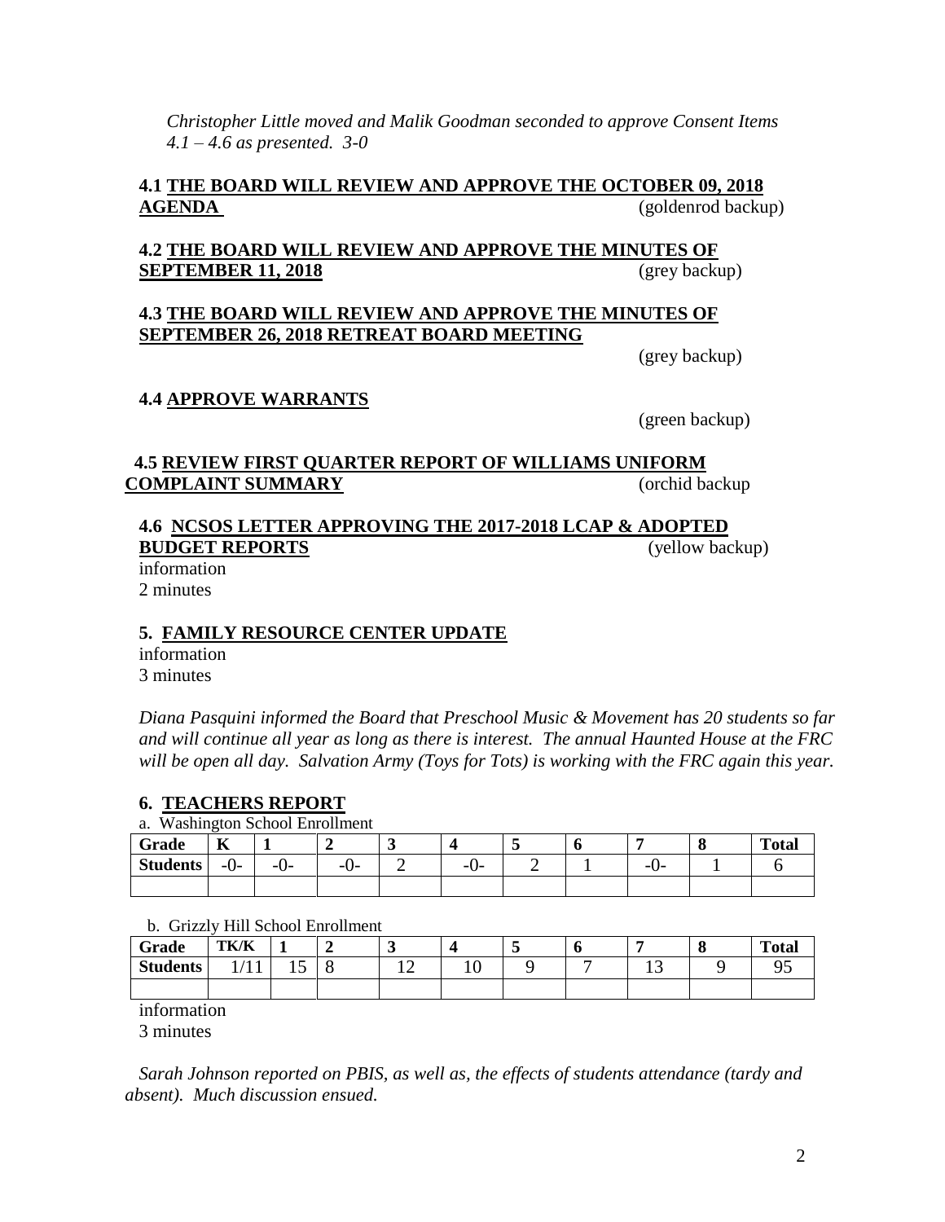*Christopher Little moved and Malik Goodman seconded to approve Consent Items 4.1 – 4.6 as presented. 3-0*

**4.1 <u>THE BOARD WILL REVIEW AND APPROVE THE OCTOBER 09, 2018 AGENDA</u>** (goldenrod backup)

**4.2 <u>THE BOARD WILL REVIEW AND APPROVE THE MINUTES OF SEPTEMBER 11, 2018</u>** (grey backup)

**4.3 <u>THE BOARD WILL REVIEW AND APPROVE THE MINUTES OF SEPTEMBER 26, 2018 RETREAT BOARD MEETING</u>**

(grey backup)

**4.4 <u>APPROVE WARRANTS</u>**

(green backup)

**4.5 <u>REVIEW FIRST QUARTER REPORT OF WILLIAMS UNIFORM COMPLAINT SUMMARY</u>** (orchid backup

**4.6 <u>NCSOS LETTER APPROVING THE 2017-2018 LCAP & ADOPTED BUDGET REPORTS</u>** (yellow backup)

information
2 minutes

**5. <u>FAMILY RESOURCE CENTER UPDATE</u>**

information
3 minutes

*Diana Pasquini informed the Board that Preschool Music & Movement has 20 students so far and will continue all year as long as there is interest. The annual Haunted House at the FRC will be open all day. Salvation Army (Toys for Tots) is working with the FRC again this year.*

**6. <u>TEACHERS REPORT</u>**

a. Washington School Enrollment

| Grade | K | 1 | 2 | 3 | 4 | 5 | 6 | 7 | 8 | Total |
|---|---|---|---|---|---|---|---|---|---|---|
| Students | -0- | -0- | -0- | 2 | -0- | 2 | 1 | -0- | 1 | 6 |
| | | | | | | | | | | |

b. Grizzly Hill School Enrollment

| Grade | TK/K | 1 | 2 | 3 | 4 | 5 | 6 | 7 | 8 | Total |
|---|---|---|---|---|---|---|---|---|---|---|
| Students | 1/11 | 15 | 8 | 12 | 10 | 9 | 7 | 13 | 9 | 95 |
| | | | | | | | | | | |

information
3 minutes

*Sarah Johnson reported on PBIS, as well as, the effects of students attendance (tardy and absent). Much discussion ensued.*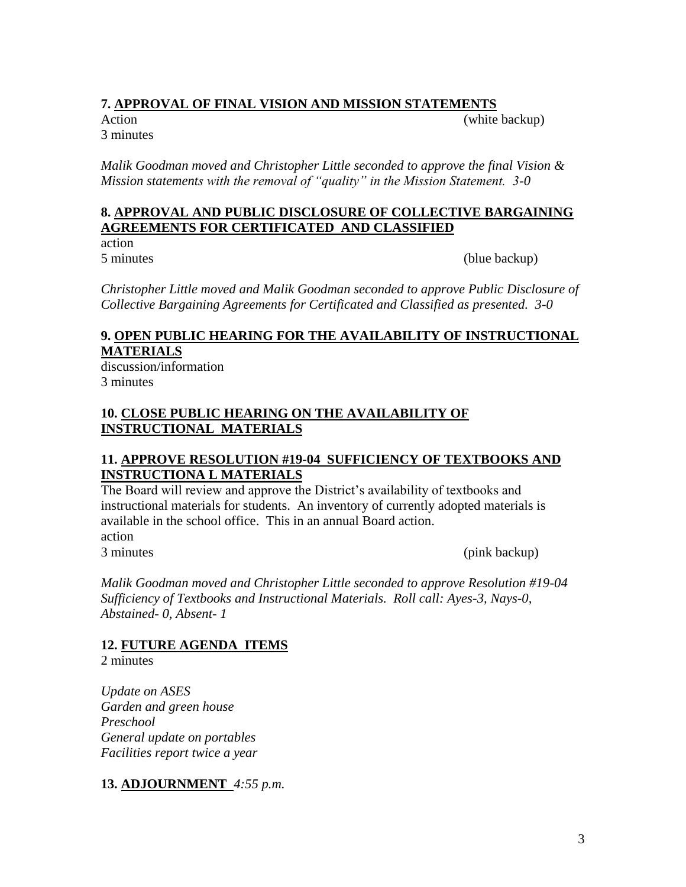**7. <u>APPROVAL OF FINAL VISION AND MISSION STATEMENTS</u>**

Action (white backup)
3 minutes

*Malik Goodman moved and Christopher Little seconded to approve the final Vision & Mission statements with the removal of "quality" in the Mission Statement. 3-0*

**8. <u>APPROVAL AND PUBLIC DISCLOSURE OF COLLECTIVE BARGAINING AGREEMENTS FOR CERTIFICATED AND CLASSIFIED</u>**

action
5 minutes (blue backup)

*Christopher Little moved and Malik Goodman seconded to approve Public Disclosure of Collective Bargaining Agreements for Certificated and Classified as presented. 3-0*

**9. <u>OPEN PUBLIC HEARING FOR THE AVAILABILITY OF INSTRUCTIONAL MATERIALS</u>**

discussion/information
3 minutes

**10. <u>CLOSE PUBLIC HEARING ON THE AVAILABILITY OF INSTRUCTIONAL MATERIALS</u>**

**11. <u>APPROVE RESOLUTION #19-04 SUFFICIENCY OF TEXTBOOKS AND INSTRUCTIONA L MATERIALS</u>**

The Board will review and approve the District's availability of textbooks and instructional materials for students. An inventory of currently adopted materials is available in the school office. This in an annual Board action.
action
3 minutes (pink backup)

*Malik Goodman moved and Christopher Little seconded to approve Resolution #19-04 Sufficiency of Textbooks and Instructional Materials. Roll call: Ayes-3, Nays-0, Abstained- 0, Absent- 1*

**12. <u>FUTURE AGENDA ITEMS</u>**

2 minutes

*Update on ASES*
*Garden and green house*
*Preschool*
*General update on portables*
*Facilities report twice a year*

**13. <u>ADJOURNMENT</u>** *4:55 p.m.*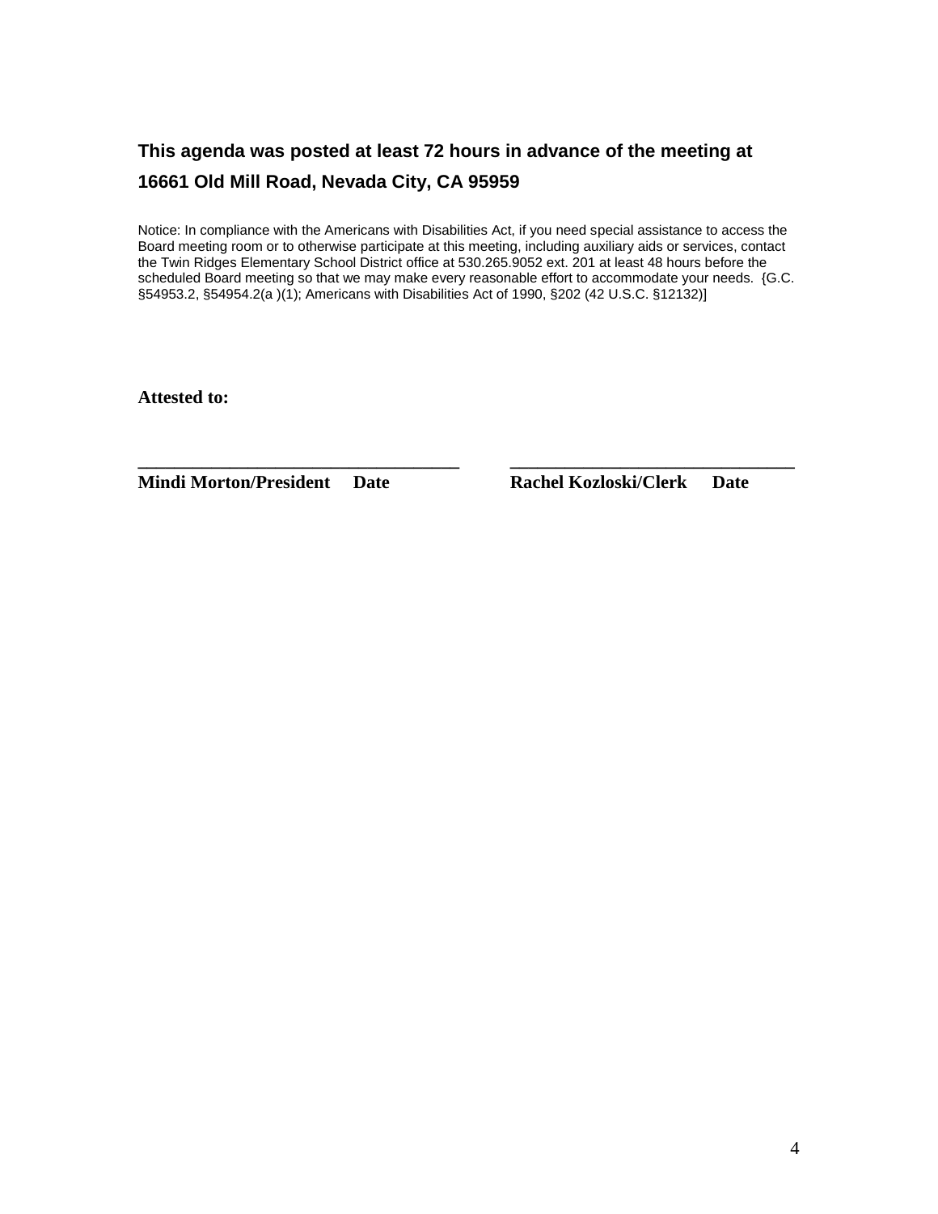**This agenda was posted at least 72 hours in advance of the meeting at 16661 Old Mill Road, Nevada City, CA 95959**

Notice: In compliance with the Americans with Disabilities Act, if you need special assistance to access the Board meeting room or to otherwise participate at this meeting, including auxiliary aids or services, contact the Twin Ridges Elementary School District office at 530.265.9052 ext. 201 at least 48 hours before the scheduled Board meeting so that we may make every reasonable effort to accommodate your needs. {G.C. §54953.2, §54954.2(a )(1); Americans with Disabilities Act of 1990, §202 (42 U.S.C. §12132)]

**Attested to:**

\_\_\_\_\_\_\_\_\_\_\_\_\_\_\_\_\_\_\_\_\_\_\_\_\_\_\_\_\_\_\_\_\_\_\_\_ \_\_\_\_\_\_\_\_\_\_\_\_\_\_\_\_\_\_\_\_\_\_\_\_\_\_\_\_\_\_\_\_

**Mindi Morton/President Date** **Rachel Kozloski/Clerk Date**